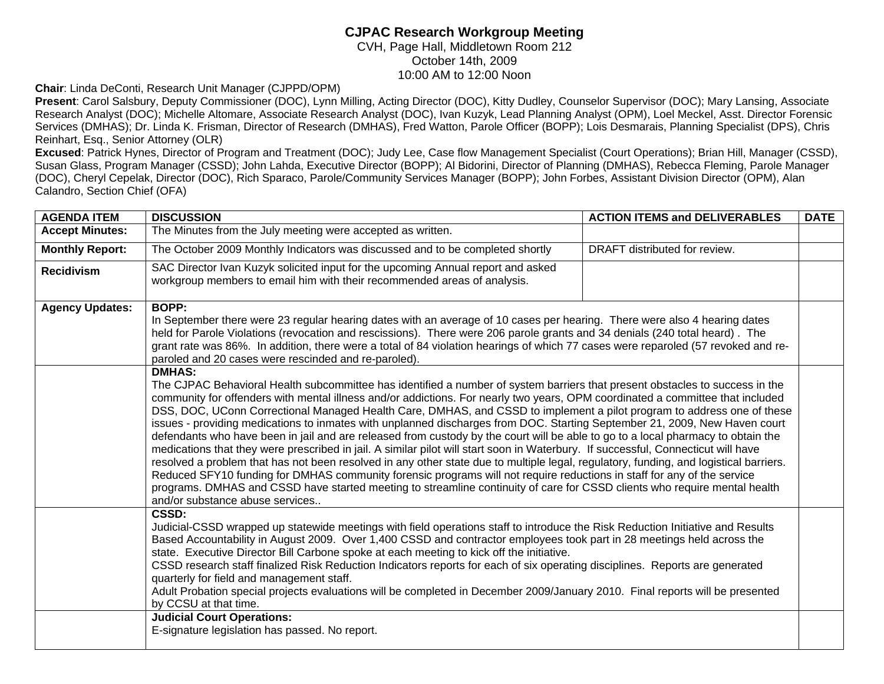# CJPAC Research Workgroup Meeting

CVH, Page Hall, Middletown Room 212
October 14th, 2009
10:00 AM to 12:00 Noon

**Chair**: Linda DeConti, Research Unit Manager (CJPPD/OPM)

**Present**: Carol Salsbury, Deputy Commissioner (DOC), Lynn Milling, Acting Director (DOC), Kitty Dudley, Counselor Supervisor (DOC); Mary Lansing, Associate Research Analyst (DOC); Michelle Altomare, Associate Research Analyst (DOC), Ivan Kuzyk, Lead Planning Analyst (OPM), Loel Meckel, Asst. Director Forensic Services (DMHAS); Dr. Linda K. Frisman, Director of Research (DMHAS), Fred Watton, Parole Officer (BOPP); Lois Desmarais, Planning Specialist (DPS), Chris Reinhart, Esq., Senior Attorney (OLR)

**Excused**: Patrick Hynes, Director of Program and Treatment (DOC); Judy Lee, Case flow Management Specialist (Court Operations); Brian Hill, Manager (CSSD), Susan Glass, Program Manager (CSSD); John Lahda, Executive Director (BOPP); Al Bidorini, Director of Planning (DMHAS), Rebecca Fleming, Parole Manager (DOC), Cheryl Cepelak, Director (DOC), Rich Sparaco, Parole/Community Services Manager (BOPP); John Forbes, Assistant Division Director (OPM), Alan Calandro, Section Chief (OFA)

| AGENDA ITEM | DISCUSSION | ACTION ITEMS and DELIVERABLES | DATE |
|---|---|---|---|
| **Accept Minutes:** | The Minutes from the July meeting were accepted as written. | | |
| **Monthly Report:** | The October 2009 Monthly Indicators was discussed and to be completed shortly | DRAFT distributed for review. | |
| **Recidivism** | SAC Director Ivan Kuzyk solicited input for the upcoming Annual report and asked workgroup members to email him with their recommended areas of analysis. | | |
| **Agency Updates:** | **BOPP:** In September there were 23 regular hearing dates with an average of 10 cases per hearing. There were also 4 hearing dates held for Parole Violations (revocation and rescissions). There were 206 parole grants and 34 denials (240 total heard) . The grant rate was 86%. In addition, there were a total of 84 violation hearings of which 77 cases were reparoled (57 revoked and re-paroled and 20 cases were rescinded and re-paroled). | | |
| | **DMHAS:** The CJPAC Behavioral Health subcommittee has identified a number of system barriers that present obstacles to success in the community for offenders with mental illness and/or addictions. For nearly two years, OPM coordinated a committee that included DSS, DOC, UConn Correctional Managed Health Care, DMHAS, and CSSD to implement a pilot program to address one of these issues - providing medications to inmates with unplanned discharges from DOC. Starting September 21, 2009, New Haven court defendants who have been in jail and are released from custody by the court will be able to go to a local pharmacy to obtain the medications that they were prescribed in jail. A similar pilot will start soon in Waterbury. If successful, Connecticut will have resolved a problem that has not been resolved in any other state due to multiple legal, regulatory, funding, and logistical barriers. Reduced SFY10 funding for DMHAS community forensic programs will not require reductions in staff for any of the service programs. DMHAS and CSSD have started meeting to streamline continuity of care for CSSD clients who require mental health and/or substance abuse services.. | | |
| | **CSSD:** Judicial-CSSD wrapped up statewide meetings with field operations staff to introduce the Risk Reduction Initiative and Results Based Accountability in August 2009. Over 1,400 CSSD and contractor employees took part in 28 meetings held across the state. Executive Director Bill Carbone spoke at each meeting to kick off the initiative. CSSD research staff finalized Risk Reduction Indicators reports for each of six operating disciplines. Reports are generated quarterly for field and management staff. Adult Probation special projects evaluations will be completed in December 2009/January 2010. Final reports will be presented by CCSU at that time. | | |
| | **Judicial Court Operations:** E-signature legislation has passed. No report. | | |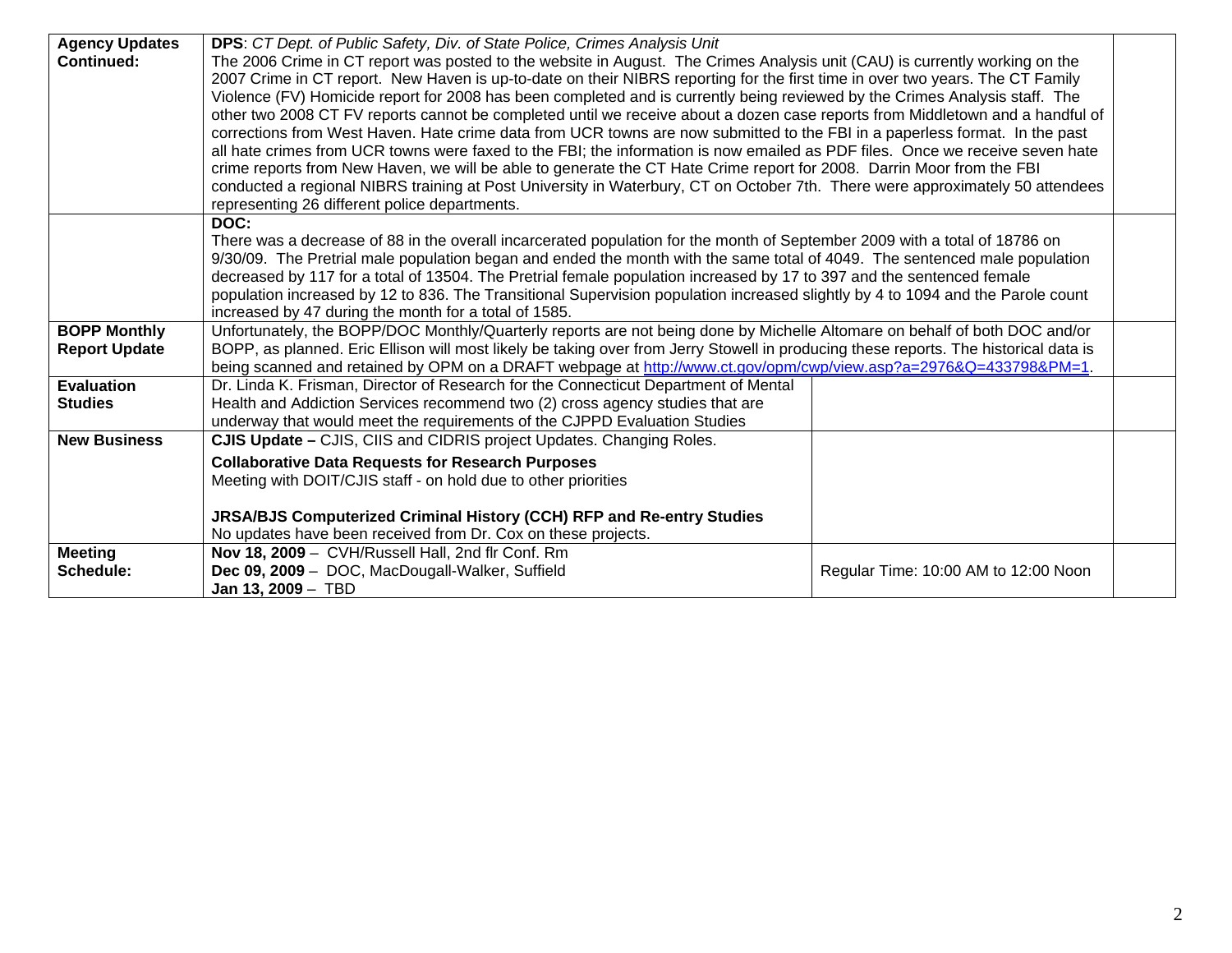| | | | |
|---|---|---|---|
| **Agency Updates Continued:** | **DPS**: *CT Dept. of Public Safety, Div. of State Police, Crimes Analysis Unit*<br>The 2006 Crime in CT report was posted to the website in August. The Crimes Analysis unit (CAU) is currently working on the 2007 Crime in CT report. New Haven is up-to-date on their NIBRS reporting for the first time in over two years. The CT Family Violence (FV) Homicide report for 2008 has been completed and is currently being reviewed by the Crimes Analysis staff. The other two 2008 CT FV reports cannot be completed until we receive about a dozen case reports from Middletown and a handful of corrections from West Haven. Hate crime data from UCR towns are now submitted to the FBI in a paperless format. In the past all hate crimes from UCR towns were faxed to the FBI; the information is now emailed as PDF files. Once we receive seven hate crime reports from New Haven, we will be able to generate the CT Hate Crime report for 2008. Darrin Moor from the FBI conducted a regional NIBRS training at Post University in Waterbury, CT on October 7th. There were approximately 50 attendees representing 26 different police departments. | | |
| | **DOC:**<br>There was a decrease of 88 in the overall incarcerated population for the month of September 2009 with a total of 18786 on 9/30/09. The Pretrial male population began and ended the month with the same total of 4049. The sentenced male population decreased by 117 for a total of 13504. The Pretrial female population increased by 17 to 397 and the sentenced female population increased by 12 to 836. The Transitional Supervision population increased slightly by 4 to 1094 and the Parole count increased by 47 during the month for a total of 1585. | | |
| **BOPP Monthly Report Update** | Unfortunately, the BOPP/DOC Monthly/Quarterly reports are not being done by Michelle Altomare on behalf of both DOC and/or BOPP, as planned. Eric Ellison will most likely be taking over from Jerry Stowell in producing these reports. The historical data is being scanned and retained by OPM on a DRAFT webpage at http://www.ct.gov/opm/cwp/view.asp?a=2976&Q=433798&PM=1. | | |
| **Evaluation Studies** | Dr. Linda K. Frisman, Director of Research for the Connecticut Department of Mental Health and Addiction Services recommend two (2) cross agency studies that are underway that would meet the requirements of the CJPPD Evaluation Studies | | |
| **New Business** | **CJIS Update –** CJIS, CIIS and CIDRIS project Updates. Changing Roles.<br><br>**Collaborative Data Requests for Research Purposes**<br>Meeting with DOIT/CJIS staff - on hold due to other priorities<br><br>**JRSA/BJS Computerized Criminal History (CCH) RFP and Re-entry Studies**<br>No updates have been received from Dr. Cox on these projects. | | |
| **Meeting Schedule:** | **Nov 18, 2009** – CVH/Russell Hall, 2nd flr Conf. Rm<br>**Dec 09, 2009** – DOC, MacDougall-Walker, Suffield<br>**Jan 13, 2009** – TBD | Regular Time: 10:00 AM to 12:00 Noon | |